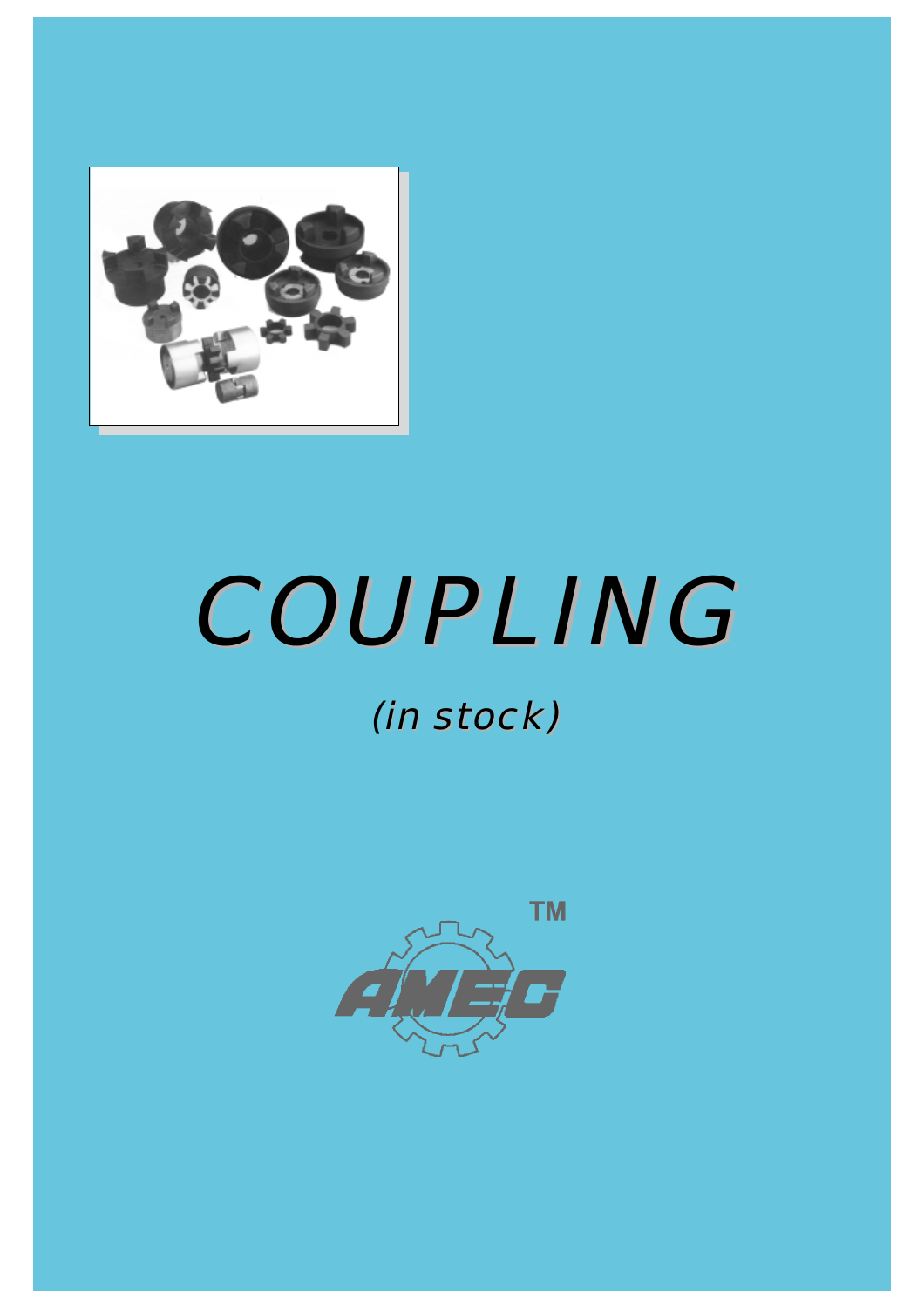# COUPLING

*(in stock)*

AMEC™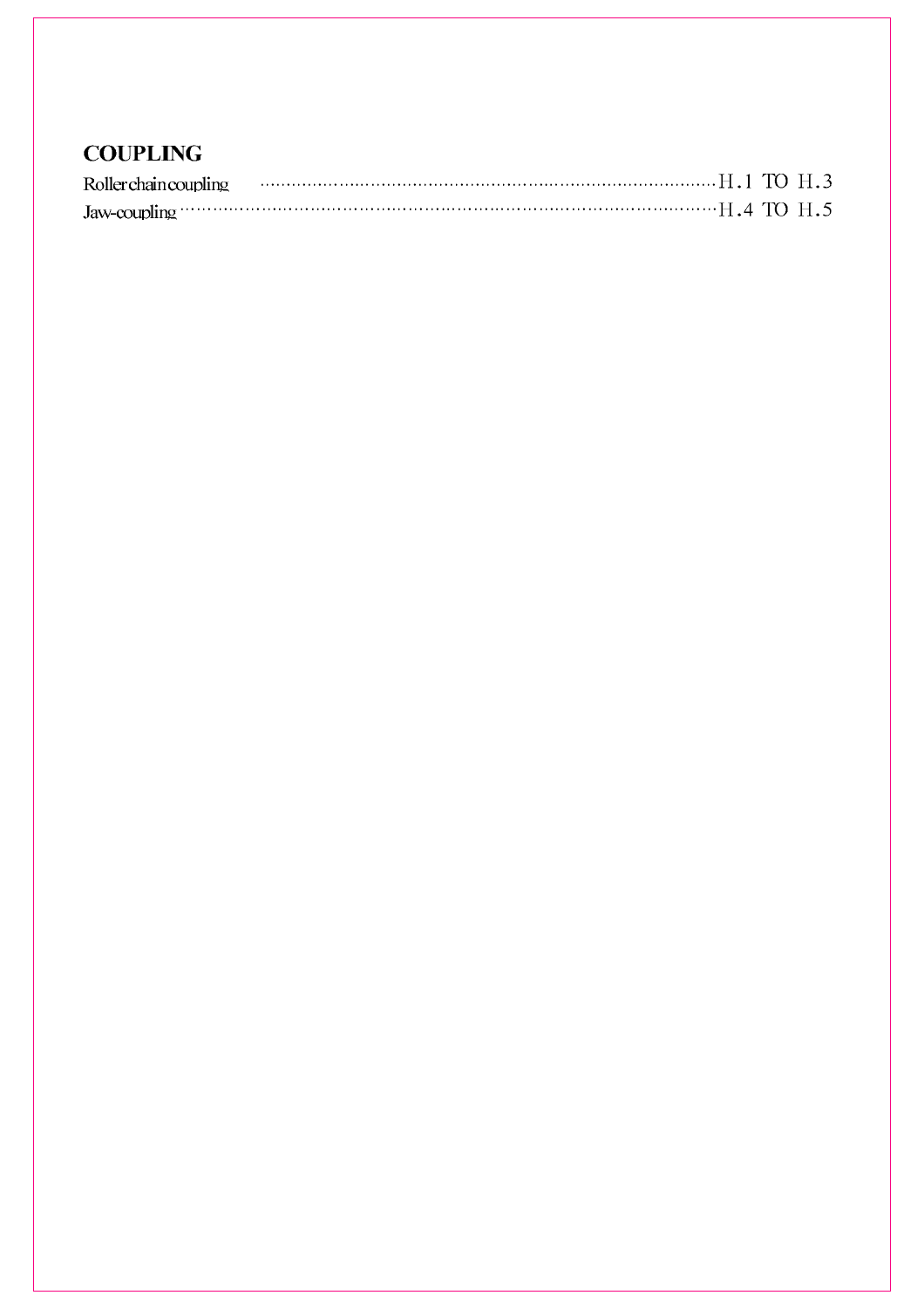## COUPLING

Roller chain coupling ........................................................................................ H.1 TO H.3

Jaw-coupling ........................................................................................................ H.4 TO H.5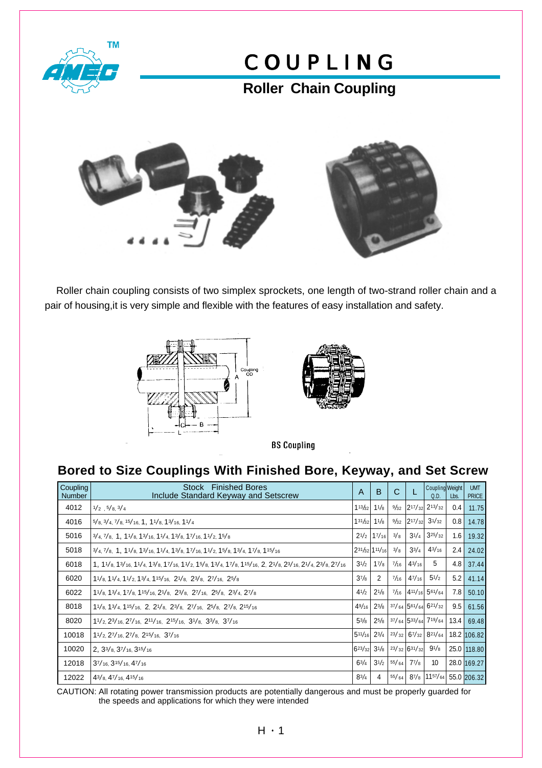# COUPLING

## Roller Chain Coupling

Roller chain coupling consists of two simplex sprockets, one length of two-strand roller chain and a pair of housing,it is very simple and flexible with the features of easy installation and safety.

BS Coupling

## Bored to Size Couplings With Finished Bore, Keyway, and Set Screw

| Coupling Number | Stock Finished Bores Include Standard Keyway and Setscrew | A | B | C | L | Coupling O.D. | Weight Lbs. | UMT PRICE |
|---|---|---|---|---|---|---|---|---|
| 4012 | 1/2, 5/8, 3/4 | 1 13/32 | 1 1/8 | 9/32 | 2 17/32 | 2 13/32 | 0.4 | 11.75 |
| 4016 | 5/8, 3/4, 7/8, 15/16, 1, 1 1/8, 1 3/16, 1 1/4 | 1 31/32 | 1 1/8 | 9/32 | 2 17/32 | 3 1/32 | 0.8 | 14.78 |
| 5016 | 3/4, 7/8, 1, 1 1/8, 1 3/16, 1 1/4, 1 3/8, 1 7/16, 1 1/2, 1 5/8 | 2 1/2 | 1 7/16 | 3/8 | 3 1/4 | 3 25/32 | 1.6 | 19.32 |
| 5018 | 3/4, 7/8, 1, 1 1/8, 1 3/16, 1 1/4, 1 3/8, 1 7/16, 1 1/2, 1 5/8, 1 3/4, 1 7/8, 1 15/16 | 2 31/32 | 1 11/16 | 3/8 | 3 3/4 | 4 3/16 | 2.4 | 24.02 |
| 6018 | 1, 1 1/8, 1 3/16, 1 1/4, 1 3/8, 1 7/16, 1 1/2, 1 5/8, 1 3/4, 1 7/8, 1 15/16, 2, 2 1/8, 2 3/16, 2 1/4, 2 3/8, 2 7/16 | 3 1/2 | 1 7/8 | 7/16 | 4 3/16 | 5 | 4.8 | 37.44 |
| 6020 | 1 1/8, 1 1/4, 1 1/2, 1 3/4, 1 15/16, 2 1/8, 2 3/8, 2 7/16, 2 5/8 | 3 7/8 | 2 | 7/16 | 4 7/16 | 5 1/2 | 5.2 | 41.14 |
| 6022 | 1 1/8, 1 3/4, 1 7/8, 1 15/16, 2 1/8, 2 3/8, 2 7/16, 2 5/8, 2 3/4, 2 7/8 | 4 1/2 | 2 1/8 | 7/16 | 4 11/16 | 5 61/64 | 7.8 | 50.10 |
| 8018 | 1 1/8, 1 3/4, 1 15/16, 2, 2 1/8, 2 3/8, 2 7/16, 2 5/8, 2 7/8, 2 15/16 | 4 9/16 | 2 3/8 | 37/64 | 5 61/64 | 6 21/32 | 9.5 | 61.56 |
| 8020 | 1 1/2, 2 3/16, 2 7/16, 2 11/16, 2 15/16, 3 1/8, 3 3/8, 3 7/16 | 5 3/8 | 2 5/8 | 37/64 | 5 33/64 | 7 19/64 | 13.4 | 69.48 |
| 10018 | 1 1/2, 2 7/16, 2 7/8, 2 15/16, 3 7/16 | 5 11/16 | 2 3/4 | 23/32 | 6 7/32 | 8 21/64 | 18.2 | 106.82 |
| 10020 | 2, 3 3/8, 3 7/16, 3 15/16 | 6 23/32 | 3 1/8 | 23/32 | 6 31/32 | 9 1/8 | 25.0 | 118.80 |
| 12018 | 3 7/16, 3 15/16, 4 7/16 | 6 3/4 | 3 1/2 | 55/64 | 7 7/8 | 10 | 28.0 | 169.27 |
| 12022 | 4 3/8, 4 7/16, 4 15/16 | 8 3/4 | 4 | 55/64 | 8 7/8 | 11 57/64 | 55.0 | 206.32 |

CAUTION: All rotating power transmission products are potentially dangerous and must be properly guarded for the speeds and applications for which they were intended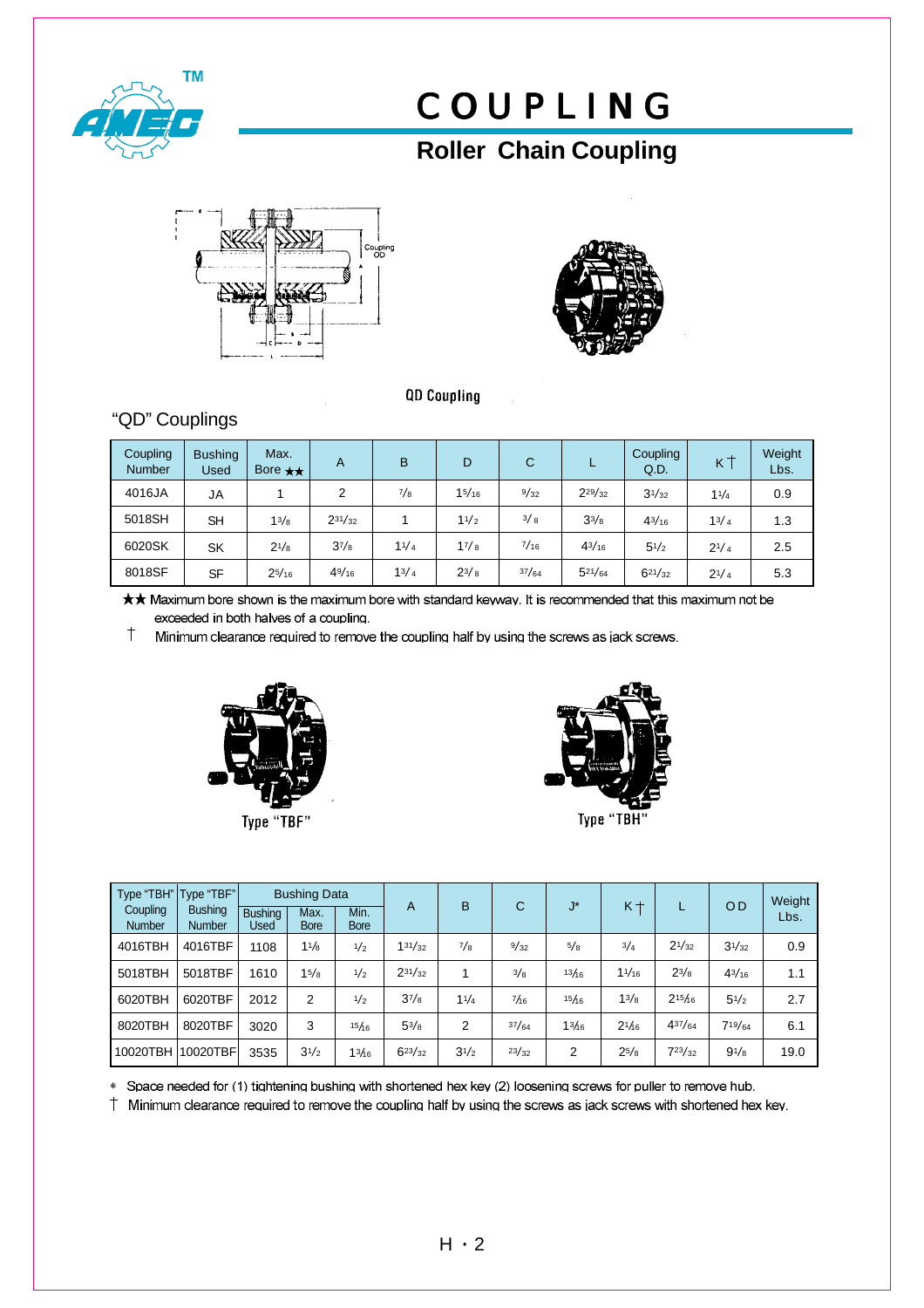# COUPLING

## Roller Chain Coupling

QD Coupling

"QD" Couplings

| Coupling Number | Bushing Used | Max. Bore ★★ | A | B | D | C | L | Coupling Q.D. | K † | Weight Lbs. |
|---|---|---|---|---|---|---|---|---|---|---|
| 4016JA | JA | 1 | 2 | 7/8 | 1 5/16 | 9/32 | 2 29/32 | 3 1/32 | 1 1/4 | 0.9 |
| 5018SH | SH | 1 3/8 | 2 31/32 | 1 | 1 1/2 | 3/8 | 3 3/8 | 4 3/16 | 1 3/4 | 1.3 |
| 6020SK | SK | 2 1/8 | 3 7/8 | 1 1/4 | 1 7/8 | 7/16 | 4 3/16 | 5 1/2 | 2 1/4 | 2.5 |
| 8018SF | SF | 2 5/16 | 4 9/16 | 1 3/4 | 2 3/8 | 37/64 | 5 21/64 | 6 21/32 | 2 1/4 | 5.3 |

★★ Maximum bore shown is the maximum bore with standard keyway. It is recommended that this maximum not be exceeded in both halves of a coupling.

† Minimum clearance required to remove the coupling half by using the screws as jack screws.

Type "TBF"

Type "TBH"

| Type "TBH" Coupling Number | Type "TBF" Bushing Number | Bushing Data | | | A | B | C | J* | K † | L | OD | Weight Lbs. |
|---|---|---|---|---|---|---|---|---|---|---|---|---|
| | | Bushing Used | Max. Bore | Min. Bore | | | | | | | | |
| 4016TBH | 4016TBF | 1108 | 1 1/8 | 1/2 | 1 31/32 | 7/8 | 9/32 | 5/8 | 3/4 | 2 1/32 | 3 1/32 | 0.9 |
| 5018TBH | 5018TBF | 1610 | 1 5/8 | 1/2 | 2 31/32 | 1 | 3/8 | 13/16 | 1 1/16 | 2 3/8 | 4 3/16 | 1.1 |
| 6020TBH | 6020TBF | 2012 | 2 | 1/2 | 3 7/8 | 1 1/4 | 7/16 | 15/16 | 1 3/8 | 2 15/16 | 5 1/2 | 2.7 |
| 8020TBH | 8020TBF | 3020 | 3 | 15/16 | 5 3/8 | 2 | 37/64 | 1 3/16 | 2 1/16 | 4 37/64 | 7 19/64 | 6.1 |
| 10020TBH | 10020TBF | 3535 | 3 1/2 | 1 3/16 | 6 23/32 | 3 1/2 | 23/32 | 2 | 2 5/8 | 7 23/32 | 9 1/8 | 19.0 |

\* Space needed for (1) tightening bushing with shortened hex key (2) loosening screws for puller to remove hub.

† Minimum clearance required to remove the coupling half by using the screws as jack screws with shortened hex key.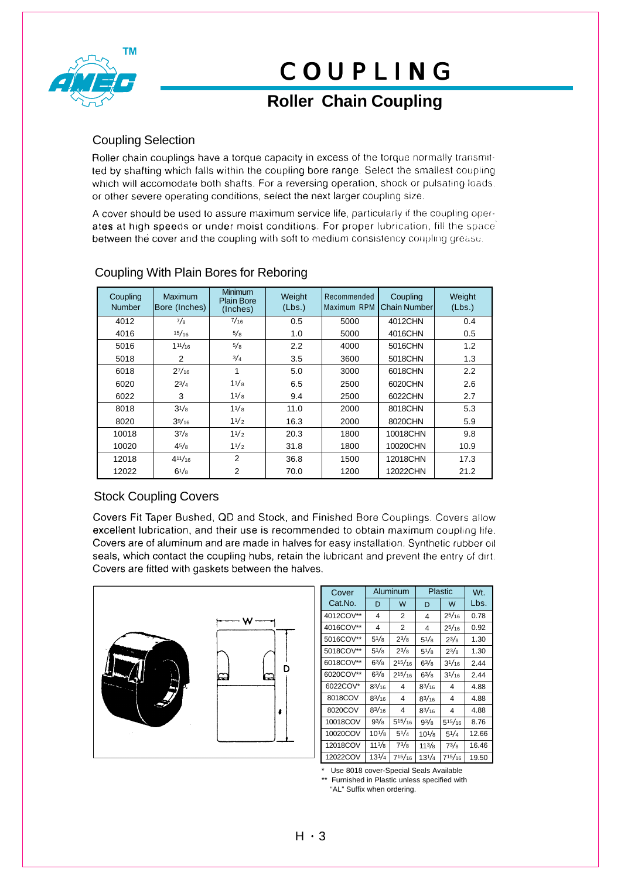# COUPLING

## Roller Chain Coupling

### Coupling Selection

Roller chain couplings have a torque capacity in excess of the torque normally transmitted by shafting which falls within the coupling bore range. Select the smallest coupling which will accomodate both shafts. For a reversing operation, shock or pulsating loads, or other severe operating conditions, select the next larger coupling size.

A cover should be used to assure maximum service life, particularly if the coupling operates at high speeds or under moist conditions. For proper lubrication, fill the space between the cover and the coupling with soft to medium consistency coupling grease.

### Coupling With Plain Bores for Reboring

| Coupling Number | Maximum Bore (Inches) | Minimum Plain Bore (Inches) | Weight (Lbs.) | Recommended Maximum RPM | Coupling Chain Number | Weight (Lbs.) |
|---|---|---|---|---|---|---|
| 4012 | 7/8 | 7/16 | 0.5 | 5000 | 4012CHN | 0.4 |
| 4016 | 15/16 | 5/8 | 1.0 | 5000 | 4016CHN | 0.5 |
| 5016 | 1 11/16 | 5/8 | 2.2 | 4000 | 5016CHN | 1.2 |
| 5018 | 2 | 3/4 | 3.5 | 3600 | 5018CHN | 1.3 |
| 6018 | 2 7/16 | 1 | 5.0 | 3000 | 6018CHN | 2.2 |
| 6020 | 2 3/4 | 1 1/8 | 6.5 | 2500 | 6020CHN | 2.6 |
| 6022 | 3 | 1 1/8 | 9.4 | 2500 | 6022CHN | 2.7 |
| 8018 | 3 1/8 | 1 1/8 | 11.0 | 2000 | 8018CHN | 5.3 |
| 8020 | 3 9/16 | 1 1/2 | 16.3 | 2000 | 8020CHN | 5.9 |
| 10018 | 3 7/8 | 1 1/2 | 20.3 | 1800 | 10018CHN | 9.8 |
| 10020 | 4 5/8 | 1 1/2 | 31.8 | 1800 | 10020CHN | 10.9 |
| 12018 | 4 11/16 | 2 | 36.8 | 1500 | 12018CHN | 17.3 |
| 12022 | 6 1/8 | 2 | 70.0 | 1200 | 12022CHN | 21.2 |

### Stock Coupling Covers

Covers Fit Taper Bushed, QD and Stock, and Finished Bore Couplings. Covers allow excellent lubrication, and their use is recommended to obtain maximum coupling life. Covers are of aluminum and are made in halves for easy installation. Synthetic rubber oil seals, which contact the coupling hubs, retain the lubricant and prevent the entry of dirt. Covers are fitted with gaskets between the halves.

| Cover Cat.No. | Aluminum | | Plastic | | Wt. Lbs. |
|---|---|---|---|---|---|
| | D | W | D | W | |
| 4012COV** | 4 | 2 | 4 | 2 5/16 | 0.78 |
| 4016COV** | 4 | 2 | 4 | 2 5/16 | 0.92 |
| 5016COV** | 5 1/8 | 2 3/8 | 5 1/8 | 2 3/8 | 1.30 |
| 5018COV** | 5 1/8 | 2 3/8 | 5 1/8 | 2 3/8 | 1.30 |
| 6018COV** | 6 3/8 | 2 15/16 | 6 3/8 | 3 1/16 | 2.44 |
| 6020COV** | 6 3/8 | 2 15/16 | 6 3/8 | 3 1/16 | 2.44 |
| 6022COV* | 8 3/16 | 4 | 8 3/16 | 4 | 4.88 |
| 8018COV | 8 3/16 | 4 | 8 3/16 | 4 | 4.88 |
| 8020COV | 8 3/16 | 4 | 8 3/16 | 4 | 4.88 |
| 10018COV | 9 3/8 | 5 15/16 | 9 3/8 | 5 15/16 | 8.76 |
| 10020COV | 10 1/8 | 5 1/4 | 10 1/8 | 5 1/4 | 12.66 |
| 12018COV | 11 3/8 | 7 3/8 | 11 3/8 | 7 3/8 | 16.46 |
| 12022COV | 13 1/4 | 7 15/16 | 13 1/4 | 7 15/16 | 19.50 |

\* Use 8018 cover-Special Seals Available

\*\* Furnished in Plastic unless specified with "AL" Suffix when ordering.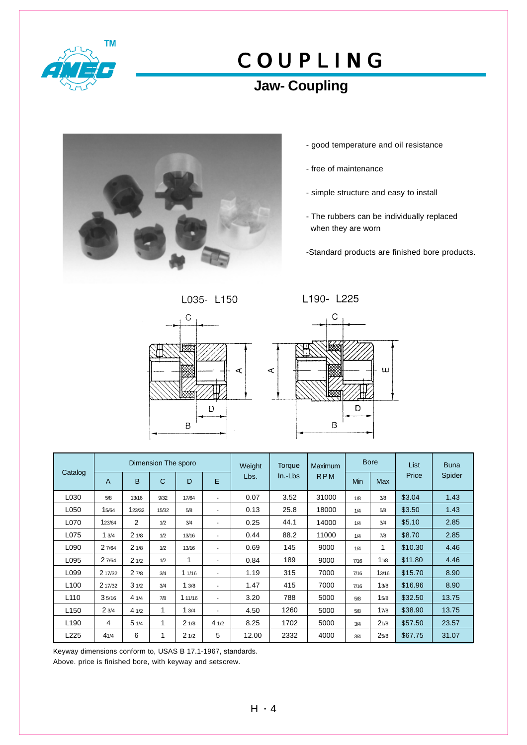# COUPLING

## Jaw- Coupling

- good temperature and oil resistance
- free of maintenance
- simple structure and easy to install
- The rubbers can be individually replaced when they are worn
- Standard products are finished bore products.

L035- L150

L190- L225

| Catalog | Dimension The sporo | | | | | Weight Lbs. | Torque In.-Lbs | Maximum RPM | Bore | | List Price | Buna Spider |
|---|---|---|---|---|---|---|---|---|---|---|---|---|
| | A | B | C | D | E | | | | Min | Max | | |
| L030 | 5/8 | 13/16 | 9/32 | 17/64 | - | 0.07 | 3.52 | 31000 | 1/8 | 3/8 | $3.04 | 1.43 |
| L050 | 1 5/64 | 1 23/32 | 15/32 | 5/8 | - | 0.13 | 25.8 | 18000 | 1/4 | 5/8 | $3.50 | 1.43 |
| L070 | 1 23/64 | 2 | 1/2 | 3/4 | - | 0.25 | 44.1 | 14000 | 1/4 | 3/4 | $5.10 | 2.85 |
| L075 | 1 3/4 | 2 1/8 | 1/2 | 13/16 | - | 0.44 | 88.2 | 11000 | 1/4 | 7/8 | $8.70 | 2.85 |
| L090 | 2 7/64 | 2 1/8 | 1/2 | 13/16 | - | 0.69 | 145 | 9000 | 1/4 | 1 | $10.30 | 4.46 |
| L095 | 2 7/64 | 2 1/2 | 1/2 | 1 | - | 0.84 | 189 | 9000 | 7/16 | 1 1/8 | $11.80 | 4.46 |
| L099 | 2 17/32 | 2 7/8 | 3/4 | 1 1/16 | - | 1.19 | 315 | 7000 | 7/16 | 1 3/16 | $15.70 | 8.90 |
| L100 | 2 17/32 | 3 1/2 | 3/4 | 1 3/8 | - | 1.47 | 415 | 7000 | 7/16 | 1 3/8 | $16.96 | 8.90 |
| L110 | 3 5/16 | 4 1/4 | 7/8 | 1 11/16 | - | 3.20 | 788 | 5000 | 5/8 | 1 5/8 | $32.50 | 13.75 |
| L150 | 2 3/4 | 4 1/2 | 1 | 1 3/4 | - | 4.50 | 1260 | 5000 | 5/8 | 1 7/8 | $38.90 | 13.75 |
| L190 | 4 | 5 1/4 | 1 | 2 1/8 | 4 1/2 | 8.25 | 1702 | 5000 | 3/4 | 2 1/8 | $57.50 | 23.57 |
| L225 | 4 1/4 | 6 | 1 | 2 1/2 | 5 | 12.00 | 2332 | 4000 | 3/4 | 2 5/8 | $67.75 | 31.07 |

Keyway dimensions conform to, USAS B 17.1-1967, standards.
Above. price is finished bore, with keyway and setscrew.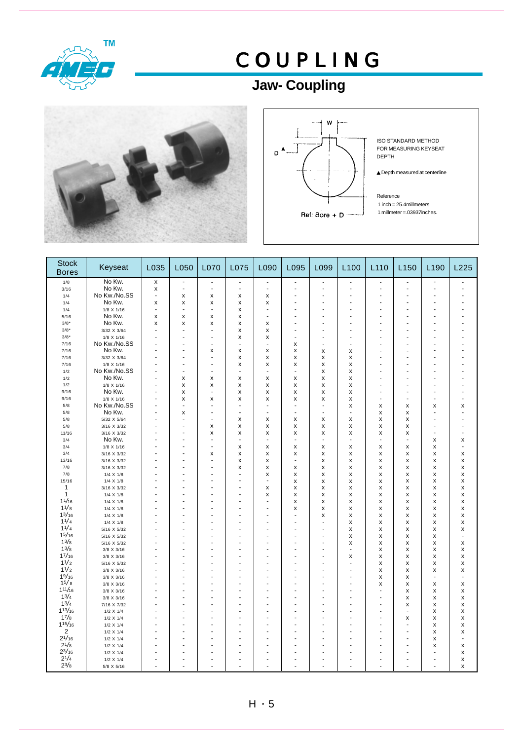# COUPLING

## Jaw- Coupling

ISO STANDARD METHOD FOR MEASURING KEYSEAT DEPTH

▲ Depth measured at centerline

Reference
1 inch = 25.4millmeters
1 millimeter =.03937inches.

| Stock Bores | Keyseat | L035 | L050 | L070 | L075 | L090 | L095 | L099 | L100 | L110 | L150 | L190 | L225 |
|---|---|---|---|---|---|---|---|---|---|---|---|---|---|
| 1/8 | No Kw. | x | - | - | - | - | - | - | - | - | - | - | - |
| 3/16 | No Kw. | x | - | - | - | - | - | - | - | - | - | - | - |
| 1/4 | No Kw./No.SS | - | x | x | x | x | - | - | - | - | - | - | - |
| 1/4 | No Kw. | x | x | x | x | x | - | - | - | - | - | - | - |
| 1/4 | 1/8 X 1/16 | - | - | - | x | - | - | - | - | - | - | - | - |
| 5/16 | No Kw. | x | x | x | x | - | - | - | - | - | - | - | - |
| 3/8* | No Kw. | x | x | x | x | x | - | - | - | - | - | - | - |
| 3/8* | 3/32 X 3/64 | - | - | - | x | x | - | - | - | - | - | - | - |
| 3/8* | 1/8 X 1/16 | - | - | - | x | x | - | - | - | - | - | - | - |
| 7/16 | No Kw./No.SS | - | - | - | - | - | x | - | - | - | - | - | - |
| 7/16 | No Kw. | - | - | x | x | x | x | x | x | - | - | - | - |
| 7/16 | 3/32 X 3/64 | - | - | - | x | x | x | x | x | - | - | - | - |
| 7/16 | 1/8 X 1/16 | - | - | - | x | x | x | x | x | - | - | - | - |
| 1/2 | No Kw./No.SS | - | - | - | - | - | - | x | x | - | - | - | - |
| 1/2 | No Kw. | - | x | x | x | x | x | x | x | - | - | - | - |
| 1/2 | 1/8 X 1/16 | - | x | x | x | x | x | x | x | - | - | - | - |
| 9/16 | No Kw. | - | x | - | x | x | x | x | x | - | - | - | - |
| 9/16 | 1/8 X 1/16 | - | x | x | x | x | x | x | x | - | - | - | - |
| 5/8 | No Kw./No.SS | - | - | - | - | - | - | - | x | x | x | x | x |
| 5/8 | No Kw. | - | x | - | - | - | - | - | - | x | x | - | - |
| 5/8 | 5/32 X 5/64 | - | - | - | x | x | x | x | x | x | x | - | - |
| 5/8 | 3/16 X 3/32 | - | - | x | x | x | x | x | x | x | x | - | - |
| 11/16 | 3/16 X 3/32 | - | - | x | x | x | x | x | x | x | x | - | - |
| 3/4 | No Kw. | - | - | - | - | - | - | - | - | - | - | x | x |
| 3/4 | 1/8 X 1/16 | - | - | - | x | x | x | x | x | x | x | x | - |
| 3/4 | 3/16 X 3/32 | - | - | x | x | x | x | x | x | x | x | x | x |
| 13/16 | 3/16 X 3/32 | - | - | - | x | x | - | x | x | x | x | x | x |
| 7/8 | 3/16 X 3/32 | - | - | - | x | x | x | x | x | x | x | x | x |
| 7/8 | 1/4 X 1/8 | - | - | - | - | x | x | x | x | x | x | x | x |
| 15/16 | 1/4 X 1/8 | - | - | - | - | - | x | x | x | x | x | x | x |
| 1 | 3/16 X 3/32 | - | - | - | - | x | x | x | x | x | x | x | x |
| 1 | 1/4 X 1/8 | - | - | - | - | x | x | x | x | x | x | x | x |
| 1 1/16 | 1/4 X 1/8 | - | - | - | - | - | x | x | x | x | x | x | x |
| 1 1/8 | 1/4 X 1/8 | - | - | - | - | - | x | x | x | x | x | x | x |
| 1 3/16 | 1/4 X 1/8 | - | - | - | - | - | - | x | x | x | x | x | x |
| 1 1/4 | 1/4 X 1/8 | - | - | - | - | - | - | - | x | x | x | x | x |
| 1 1/4 | 5/16 X 5/32 | - | - | - | - | - | - | - | x | x | x | x | x |
| 1 5/16 | 5/16 X 5/32 | - | - | - | - | - | - | - | x | x | x | x | - |
| 1 3/8 | 5/16 X 5/32 | - | - | - | - | - | - | - | x | x | x | x | x |
| 1 3/8 | 3/8 X 3/16 | - | - | - | - | - | - | - | - | x | x | x | x |
| 1 7/16 | 3/8 X 3/16 | - | - | - | - | - | - | - | x | x | x | x | x |
| 1 1/2 | 5/16 X 5/32 | - | - | - | - | - | - | - | - | x | x | x | x |
| 1 1/2 | 3/8 X 3/16 | - | - | - | - | - | - | - | - | x | x | x | x |
| 1 9/16 | 3/8 X 3/16 | - | - | - | - | - | - | - | - | x | x | - | - |
| 1 5/8 | 3/8 X 3/16 | - | - | - | - | - | - | - | - | x | x | x | x |
| 1 11/16 | 3/8 X 3/16 | - | - | - | - | - | - | - | - | - | x | x | x |
| 1 3/4 | 3/8 X 3/16 | - | - | - | - | - | - | - | - | - | x | x | x |
| 1 3/4 | 7/16 X 7/32 | - | - | - | - | - | - | - | - | - | x | x | x |
| 1 13/16 | 1/2 X 1/4 | - | - | - | - | - | - | - | - | - | - | x | x |
| 1 7/8 | 1/2 X 1/4 | - | - | - | - | - | - | - | - | - | x | x | x |
| 1 15/16 | 1/2 X 1/4 | - | - | - | - | - | - | - | - | - | - | x | x |
| 2 | 1/2 X 1/4 | - | - | - | - | - | - | - | - | - | - | x | x |
| 2 1/16 | 1/2 X 1/4 | - | - | - | - | - | - | - | - | - | - | x | - |
| 2 1/8 | 1/2 X 1/4 | - | - | - | - | - | - | - | - | - | - | x | x |
| 2 3/16 | 1/2 X 1/4 | - | - | - | - | - | - | - | - | - | - | - | x |
| 2 1/4 | 1/2 X 1/4 | - | - | - | - | - | - | - | - | - | - | - | x |
| 2 3/8 | 5/8 X 5/16 | - | - | - | - | - | - | - | - | - | - | - | x |